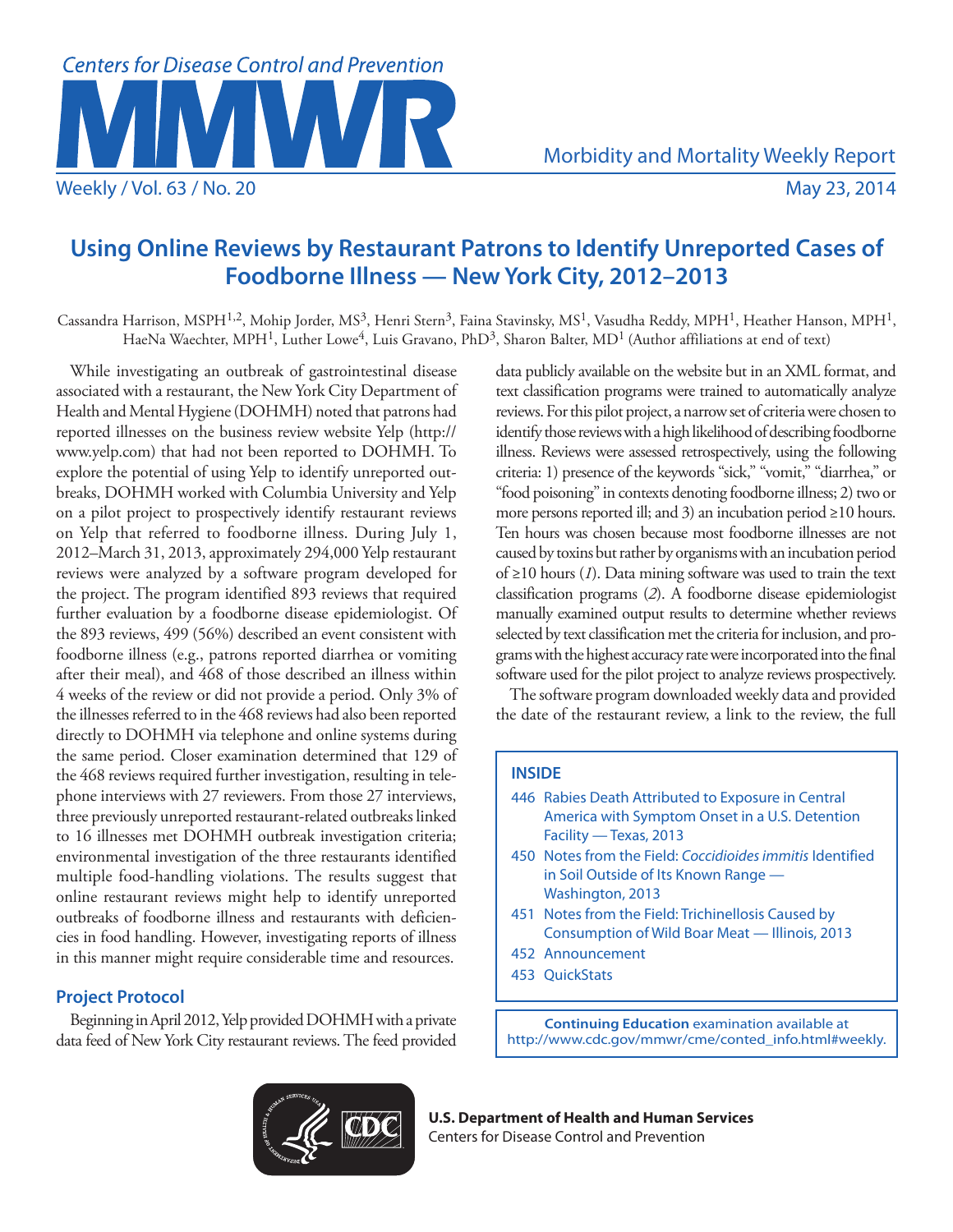# Using Online Reviews by Restaurant Patrons to Identify Unreported Cases of Foodborne Illness — New York City, 2012–2013

Cassandra Harrison, MSPH[1,2], Mohip Jorder, MS[3], Henri Stern[3], Faina Stavinsky, MS[1], Vasudha Reddy, MPH[1], Heather Hanson, MPH[1], HaeNa Waechter, MPH[1], Luther Lowe[4], Luis Gravano, PhD[3], Sharon Balter, MD[1] (Author affiliations at end of text)

While investigating an outbreak of gastrointestinal disease associated with a restaurant, the New York City Department of Health and Mental Hygiene (DOHMH) noted that patrons had reported illnesses on the business review website Yelp (http://www.yelp.com) that had not been reported to DOHMH. To explore the potential of using Yelp to identify unreported outbreaks, DOHMH worked with Columbia University and Yelp on a pilot project to prospectively identify restaurant reviews on Yelp that referred to foodborne illness. During July 1, 2012–March 31, 2013, approximately 294,000 Yelp restaurant reviews were analyzed by a software program developed for the project. The program identified 893 reviews that required further evaluation by a foodborne disease epidemiologist. Of the 893 reviews, 499 (56%) described an event consistent with foodborne illness (e.g., patrons reported diarrhea or vomiting after their meal), and 468 of those described an illness within 4 weeks of the review or did not provide a period. Only 3% of the illnesses referred to in the 468 reviews had also been reported directly to DOHMH via telephone and online systems during the same period. Closer examination determined that 129 of the 468 reviews required further investigation, resulting in telephone interviews with 27 reviewers. From those 27 interviews, three previously unreported restaurant-related outbreaks linked to 16 illnesses met DOHMH outbreak investigation criteria; environmental investigation of the three restaurants identified multiple food-handling violations. The results suggest that online restaurant reviews might help to identify unreported outbreaks of foodborne illness and restaurants with deficiencies in food handling. However, investigating reports of illness in this manner might require considerable time and resources.

## Project Protocol

Beginning in April 2012, Yelp provided DOHMH with a private data feed of New York City restaurant reviews. The feed provided data publicly available on the website but in an XML format, and text classification programs were trained to automatically analyze reviews. For this pilot project, a narrow set of criteria were chosen to identify those reviews with a high likelihood of describing foodborne illness. Reviews were assessed retrospectively, using the following criteria: 1) presence of the keywords "sick," "vomit," "diarrhea," or "food poisoning" in contexts denoting foodborne illness; 2) two or more persons reported ill; and 3) an incubation period ≥10 hours. Ten hours was chosen because most foodborne illnesses are not caused by toxins but rather by organisms with an incubation period of ≥10 hours (*1*). Data mining software was used to train the text classification programs (*2*). A foodborne disease epidemiologist manually examined output results to determine whether reviews selected by text classification met the criteria for inclusion, and programs with the highest accuracy rate were incorporated into the final software used for the pilot project to analyze reviews prospectively.

The software program downloaded weekly data and provided the date of the restaurant review, a link to the review, the full

**INSIDE**

- 446 Rabies Death Attributed to Exposure in Central America with Symptom Onset in a U.S. Detention Facility — Texas, 2013
- 450 Notes from the Field: *Coccidioides immitis* Identified in Soil Outside of Its Known Range — Washington, 2013
- 451 Notes from the Field: Trichinellosis Caused by Consumption of Wild Boar Meat — Illinois, 2013
- 452 Announcement
- 453 QuickStats

**Continuing Education** examination available at http://www.cdc.gov/mmwr/cme/conted_info.html#weekly.

**U.S. Department of Health and Human Services**
Centers for Disease Control and Prevention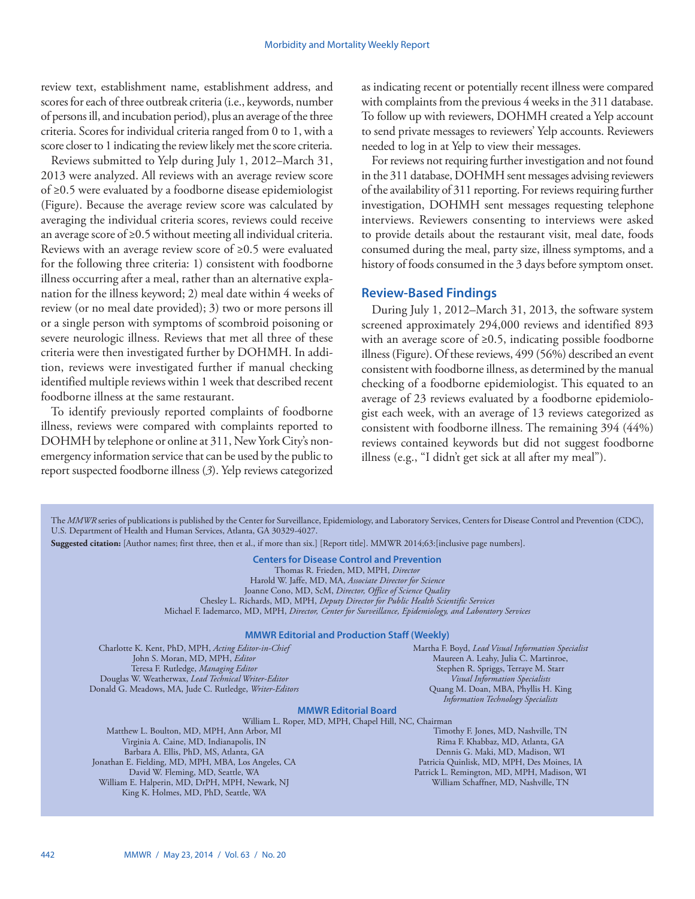review text, establishment name, establishment address, and scores for each of three outbreak criteria (i.e., keywords, number of persons ill, and incubation period), plus an average of the three criteria. Scores for individual criteria ranged from 0 to 1, with a score closer to 1 indicating the review likely met the score criteria.

Reviews submitted to Yelp during July 1, 2012–March 31, 2013 were analyzed. All reviews with an average review score of ≥0.5 were evaluated by a foodborne disease epidemiologist (Figure). Because the average review score was calculated by averaging the individual criteria scores, reviews could receive an average score of ≥0.5 without meeting all individual criteria. Reviews with an average review score of ≥0.5 were evaluated for the following three criteria: 1) consistent with foodborne illness occurring after a meal, rather than an alternative explanation for the illness keyword; 2) meal date within 4 weeks of review (or no meal date provided); 3) two or more persons ill or a single person with symptoms of scombroid poisoning or severe neurologic illness. Reviews that met all three of these criteria were then investigated further by DOHMH. In addition, reviews were investigated further if manual checking identified multiple reviews within 1 week that described recent foodborne illness at the same restaurant.

To identify previously reported complaints of foodborne illness, reviews were compared with complaints reported to DOHMH by telephone or online at 311, New York City's nonemergency information service that can be used by the public to report suspected foodborne illness (*3*). Yelp reviews categorized as indicating recent or potentially recent illness were compared with complaints from the previous 4 weeks in the 311 database. To follow up with reviewers, DOHMH created a Yelp account to send private messages to reviewers' Yelp accounts. Reviewers needed to log in at Yelp to view their messages.

For reviews not requiring further investigation and not found in the 311 database, DOHMH sent messages advising reviewers of the availability of 311 reporting. For reviews requiring further investigation, DOHMH sent messages requesting telephone interviews. Reviewers consenting to interviews were asked to provide details about the restaurant visit, meal date, foods consumed during the meal, party size, illness symptoms, and a history of foods consumed in the 3 days before symptom onset.

## Review-Based Findings

During July 1, 2012–March 31, 2013, the software system screened approximately 294,000 reviews and identified 893 with an average score of ≥0.5, indicating possible foodborne illness (Figure). Of these reviews, 499 (56%) described an event consistent with foodborne illness, as determined by the manual checking of a foodborne epidemiologist. This equated to an average of 23 reviews evaluated by a foodborne epidemiologist each week, with an average of 13 reviews categorized as consistent with foodborne illness. The remaining 394 (44%) reviews contained keywords but did not suggest foodborne illness (e.g., "I didn't get sick at all after my meal").

The *MMWR* series of publications is published by the Center for Surveillance, Epidemiology, and Laboratory Services, Centers for Disease Control and Prevention (CDC), U.S. Department of Health and Human Services, Atlanta, GA 30329-4027.

**Suggested citation:** [Author names; first three, then et al., if more than six.] [Report title]. MMWR 2014;63:[inclusive page numbers].

**Centers for Disease Control and Prevention**

Thomas R. Frieden, MD, MPH, *Director*
Harold W. Jaffe, MD, MA, *Associate Director for Science*
Joanne Cono, MD, ScM, *Director, Office of Science Quality*
Chesley L. Richards, MD, MPH, *Deputy Director for Public Health Scientific Services*
Michael F. Iademarco, MD, MPH, *Director, Center for Surveillance, Epidemiology, and Laboratory Services*

**MMWR Editorial and Production Staff (Weekly)**

Charlotte K. Kent, PhD, MPH, *Acting Editor-in-Chief*
John S. Moran, MD, MPH, *Editor*
Teresa F. Rutledge, *Managing Editor*
Douglas W. Weatherwax, *Lead Technical Writer-Editor*
Donald G. Meadows, MA, Jude C. Rutledge, *Writer-Editors*
Martha F. Boyd, *Lead Visual Information Specialist*
Maureen A. Leahy, Julia C. Martinroe,
Stephen R. Spriggs, Terraye M. Starr
*Visual Information Specialists*
Quang M. Doan, MBA, Phyllis H. King
*Information Technology Specialists*

**MMWR Editorial Board**

William L. Roper, MD, MPH, Chapel Hill, NC, Chairman
Matthew L. Boulton, MD, MPH, Ann Arbor, MI
Virginia A. Caine, MD, Indianapolis, IN
Barbara A. Ellis, PhD, MS, Atlanta, GA
Jonathan E. Fielding, MD, MPH, MBA, Los Angeles, CA
David W. Fleming, MD, Seattle, WA
William E. Halperin, MD, DrPH, MPH, Newark, NJ
King K. Holmes, MD, PhD, Seattle, WA
Timothy F. Jones, MD, Nashville, TN
Rima F. Khabbaz, MD, Atlanta, GA
Dennis G. Maki, MD, Madison, WI
Patricia Quinlisk, MD, MPH, Des Moines, IA
Patrick L. Remington, MD, MPH, Madison, WI
William Schaffner, MD, Nashville, TN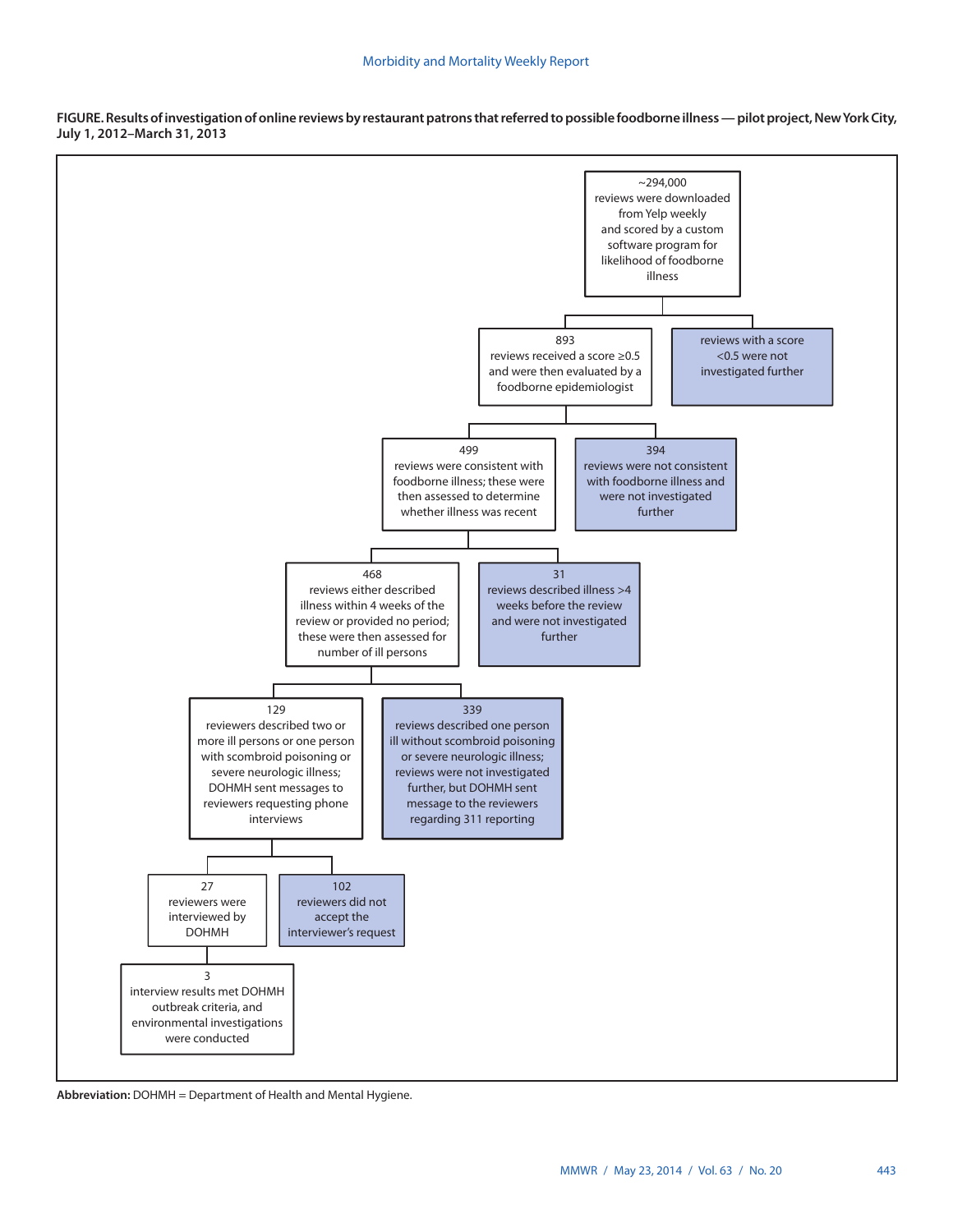**FIGURE. Results of investigation of online reviews by restaurant patrons that referred to possible foodborne illness — pilot project, New York City, July 1, 2012–March 31, 2013**

~294,000 reviews were downloaded from Yelp weekly and scored by a custom software program for likelihood of foodborne illness

- 893 reviews received a score ≥0.5 and were then evaluated by a foodborne epidemiologist
  - 499 reviews were consistent with foodborne illness; these were then assessed to determine whether illness was recent
    - 468 reviews either described illness within 4 weeks of the review or provided no period; these were then assessed for number of ill persons
      - 129 reviewers described two or more ill persons or one person with scombroid poisoning or severe neurologic illness; DOHMH sent messages to reviewers requesting phone interviews
        - 27 reviewers were interviewed by DOHMH
          - 3 interview results met DOHMH outbreak criteria, and environmental investigations were conducted
        - 102 reviewers did not accept the interviewer's request
      - 339 reviews described one person ill without scombroid poisoning or severe neurologic illness; reviews were not investigated further, but DOHMH sent message to the reviewers regarding 311 reporting
    - 31 reviews described illness >4 weeks before the review and were not investigated further
  - 394 reviews were not consistent with foodborne illness and were not investigated further
- reviews with a score <0.5 were not investigated further

**Abbreviation:** DOHMH = Department of Health and Mental Hygiene.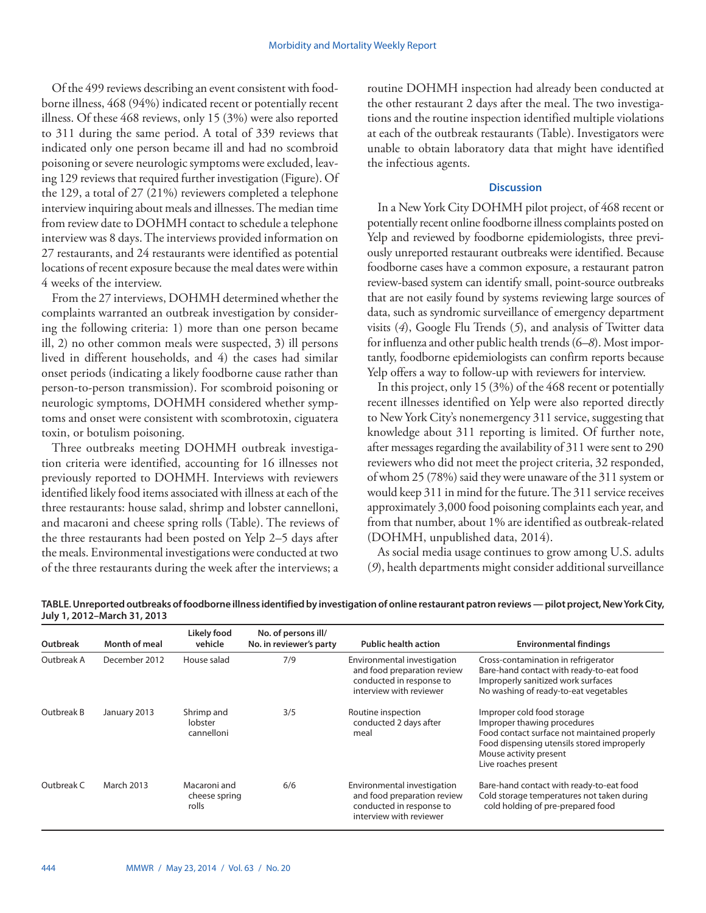Of the 499 reviews describing an event consistent with foodborne illness, 468 (94%) indicated recent or potentially recent illness. Of these 468 reviews, only 15 (3%) were also reported to 311 during the same period. A total of 339 reviews that indicated only one person became ill and had no scombroid poisoning or severe neurologic symptoms were excluded, leaving 129 reviews that required further investigation (Figure). Of the 129, a total of 27 (21%) reviewers completed a telephone interview inquiring about meals and illnesses. The median time from review date to DOHMH contact to schedule a telephone interview was 8 days. The interviews provided information on 27 restaurants, and 24 restaurants were identified as potential locations of recent exposure because the meal dates were within 4 weeks of the interview.

From the 27 interviews, DOHMH determined whether the complaints warranted an outbreak investigation by considering the following criteria: 1) more than one person became ill, 2) no other common meals were suspected, 3) ill persons lived in different households, and 4) the cases had similar onset periods (indicating a likely foodborne cause rather than person-to-person transmission). For scombroid poisoning or neurologic symptoms, DOHMH considered whether symptoms and onset were consistent with scombrotoxin, ciguatera toxin, or botulism poisoning.

Three outbreaks meeting DOHMH outbreak investigation criteria were identified, accounting for 16 illnesses not previously reported to DOHMH. Interviews with reviewers identified likely food items associated with illness at each of the three restaurants: house salad, shrimp and lobster cannelloni, and macaroni and cheese spring rolls (Table). The reviews of the three restaurants had been posted on Yelp 2–5 days after the meals. Environmental investigations were conducted at two of the three restaurants during the week after the interviews; a routine DOHMH inspection had already been conducted at the other restaurant 2 days after the meal. The two investigations and the routine inspection identified multiple violations at each of the outbreak restaurants (Table). Investigators were unable to obtain laboratory data that might have identified the infectious agents.

## Discussion

In a New York City DOHMH pilot project, of 468 recent or potentially recent online foodborne illness complaints posted on Yelp and reviewed by foodborne epidemiologists, three previously unreported restaurant outbreaks were identified. Because foodborne cases have a common exposure, a restaurant patron review-based system can identify small, point-source outbreaks that are not easily found by systems reviewing large sources of data, such as syndromic surveillance of emergency department visits (*4*), Google Flu Trends (*5*), and analysis of Twitter data for influenza and other public health trends (*6*–*8*). Most importantly, foodborne epidemiologists can confirm reports because Yelp offers a way to follow-up with reviewers for interview.

In this project, only 15 (3%) of the 468 recent or potentially recent illnesses identified on Yelp were also reported directly to New York City's nonemergency 311 service, suggesting that knowledge about 311 reporting is limited. Of further note, after messages regarding the availability of 311 were sent to 290 reviewers who did not meet the project criteria, 32 responded, of whom 25 (78%) said they were unaware of the 311 system or would keep 311 in mind for the future. The 311 service receives approximately 3,000 food poisoning complaints each year, and from that number, about 1% are identified as outbreak-related (DOHMH, unpublished data, 2014).

As social media usage continues to grow among U.S. adults (*9*), health departments might consider additional surveillance

**TABLE. Unreported outbreaks of foodborne illness identified by investigation of online restaurant patron reviews — pilot project, New York City, July 1, 2012–March 31, 2013**

| Outbreak | Month of meal | Likely food vehicle | No. of persons ill/ No. in reviewer's party | Public health action | Environmental findings |
|---|---|---|---|---|---|
| Outbreak A | December 2012 | House salad | 7/9 | Environmental investigation and food preparation review conducted in response to interview with reviewer | Cross-contamination in refrigerator<br>Bare-hand contact with ready-to-eat food<br>Improperly sanitized work surfaces<br>No washing of ready-to-eat vegetables |
| Outbreak B | January 2013 | Shrimp and lobster cannelloni | 3/5 | Routine inspection conducted 2 days after meal | Improper cold food storage<br>Improper thawing procedures<br>Food contact surface not maintained properly<br>Food dispensing utensils stored improperly<br>Mouse activity present<br>Live roaches present |
| Outbreak C | March 2013 | Macaroni and cheese spring rolls | 6/6 | Environmental investigation and food preparation review conducted in response to interview with reviewer | Bare-hand contact with ready-to-eat food<br>Cold storage temperatures not taken during cold holding of pre-prepared food |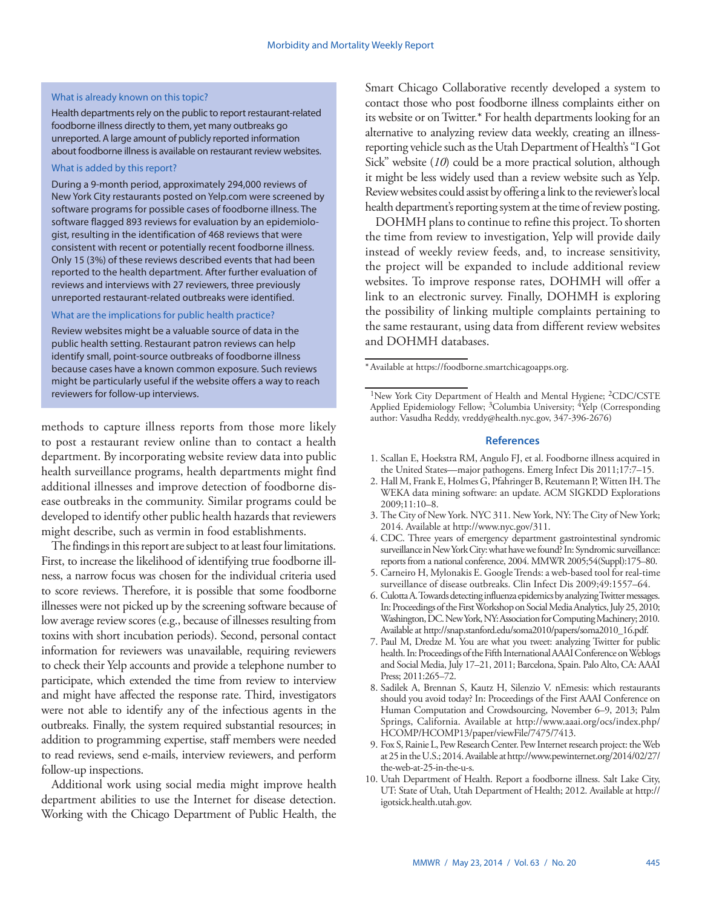**What is already known on this topic?**

Health departments rely on the public to report restaurant-related foodborne illness directly to them, yet many outbreaks go unreported. A large amount of publicly reported information about foodborne illness is available on restaurant review websites.

**What is added by this report?**

During a 9-month period, approximately 294,000 reviews of New York City restaurants posted on Yelp.com were screened by software programs for possible cases of foodborne illness. The software flagged 893 reviews for evaluation by an epidemiologist, resulting in the identification of 468 reviews that were consistent with recent or potentially recent foodborne illness. Only 15 (3%) of these reviews described events that had been reported to the health department. After further evaluation of reviews and interviews with 27 reviewers, three previously unreported restaurant-related outbreaks were identified.

**What are the implications for public health practice?**

Review websites might be a valuable source of data in the public health setting. Restaurant patron reviews can help identify small, point-source outbreaks of foodborne illness because cases have a known common exposure. Such reviews might be particularly useful if the website offers a way to reach reviewers for follow-up interviews.

methods to capture illness reports from those more likely to post a restaurant review online than to contact a health department. By incorporating website review data into public health surveillance programs, health departments might find additional illnesses and improve detection of foodborne disease outbreaks in the community. Similar programs could be developed to identify other public health hazards that reviewers might describe, such as vermin in food establishments.

The findings in this report are subject to at least four limitations. First, to increase the likelihood of identifying true foodborne illness, a narrow focus was chosen for the individual criteria used to score reviews. Therefore, it is possible that some foodborne illnesses were not picked up by the screening software because of low average review scores (e.g., because of illnesses resulting from toxins with short incubation periods). Second, personal contact information for reviewers was unavailable, requiring reviewers to check their Yelp accounts and provide a telephone number to participate, which extended the time from review to interview and might have affected the response rate. Third, investigators were not able to identify any of the infectious agents in the outbreaks. Finally, the system required substantial resources; in addition to programming expertise, staff members were needed to read reviews, send e-mails, interview reviewers, and perform follow-up inspections.

Additional work using social media might improve health department abilities to use the Internet for disease detection. Working with the Chicago Department of Public Health, the Smart Chicago Collaborative recently developed a system to contact those who post foodborne illness complaints either on its website or on Twitter.* For health departments looking for an alternative to analyzing review data weekly, creating an illness-reporting vehicle such as the Utah Department of Health's "I Got Sick" website (*10*) could be a more practical solution, although it might be less widely used than a review website such as Yelp. Review websites could assist by offering a link to the reviewer's local health department's reporting system at the time of review posting.

DOHMH plans to continue to refine this project. To shorten the time from review to investigation, Yelp will provide daily instead of weekly review feeds, and, to increase sensitivity, the project will be expanded to include additional review websites. To improve response rates, DOHMH will offer a link to an electronic survey. Finally, DOHMH is exploring the possibility of linking multiple complaints pertaining to the same restaurant, using data from different review websites and DOHMH databases.

* Available at https://foodborne.smartchicagoapps.org.

[1]New York City Department of Health and Mental Hygiene; [2]CDC/CSTE Applied Epidemiology Fellow; [3]Columbia University; [4]Yelp (Corresponding author: Vasudha Reddy, vreddy@health.nyc.gov, 347-396-2676)

## References

1. Scallan E, Hoekstra RM, Angulo FJ, et al. Foodborne illness acquired in the United States—major pathogens. Emerg Infect Dis 2011;17:7–15.
2. Hall M, Frank E, Holmes G, Pfahringer B, Reutemann P, Witten IH. The WEKA data mining software: an update. ACM SIGKDD Explorations 2009;11:10–8.
3. The City of New York. NYC 311. New York, NY: The City of New York; 2014. Available at http://www.nyc.gov/311.
4. CDC. Three years of emergency department gastrointestinal syndromic surveillance in New York City: what have we found? In: Syndromic surveillance: reports from a national conference, 2004. MMWR 2005;54(Suppl):175–80.
5. Carneiro H, Mylonakis E. Google Trends: a web-based tool for real-time surveillance of disease outbreaks. Clin Infect Dis 2009;49:1557–64.
6. Culotta A. Towards detecting influenza epidemics by analyzing Twitter messages. In: Proceedings of the First Workshop on Social Media Analytics, July 25, 2010; Washington, DC. New York, NY: Association for Computing Machinery; 2010. Available at http://snap.stanford.edu/soma2010/papers/soma2010_16.pdf.
7. Paul M, Dredze M. You are what you tweet: analyzing Twitter for public health. In: Proceedings of the Fifth International AAAI Conference on Weblogs and Social Media, July 17–21, 2011; Barcelona, Spain. Palo Alto, CA: AAAI Press; 2011:265–72.
8. Sadilek A, Brennan S, Kautz H, Silenzio V. nEmesis: which restaurants should you avoid today? In: Proceedings of the First AAAI Conference on Human Computation and Crowdsourcing, November 6–9, 2013; Palm Springs, California. Available at http://www.aaai.org/ocs/index.php/HCOMP/HCOMP13/paper/viewFile/7475/7413.
9. Fox S, Rainie L, Pew Research Center. Pew Internet research project: the Web at 25 in the U.S.; 2014. Available at http://www.pewinternet.org/2014/02/27/the-web-at-25-in-the-u-s.
10. Utah Department of Health. Report a foodborne illness. Salt Lake City, UT: State of Utah, Utah Department of Health; 2012. Available at http://igotsick.health.utah.gov.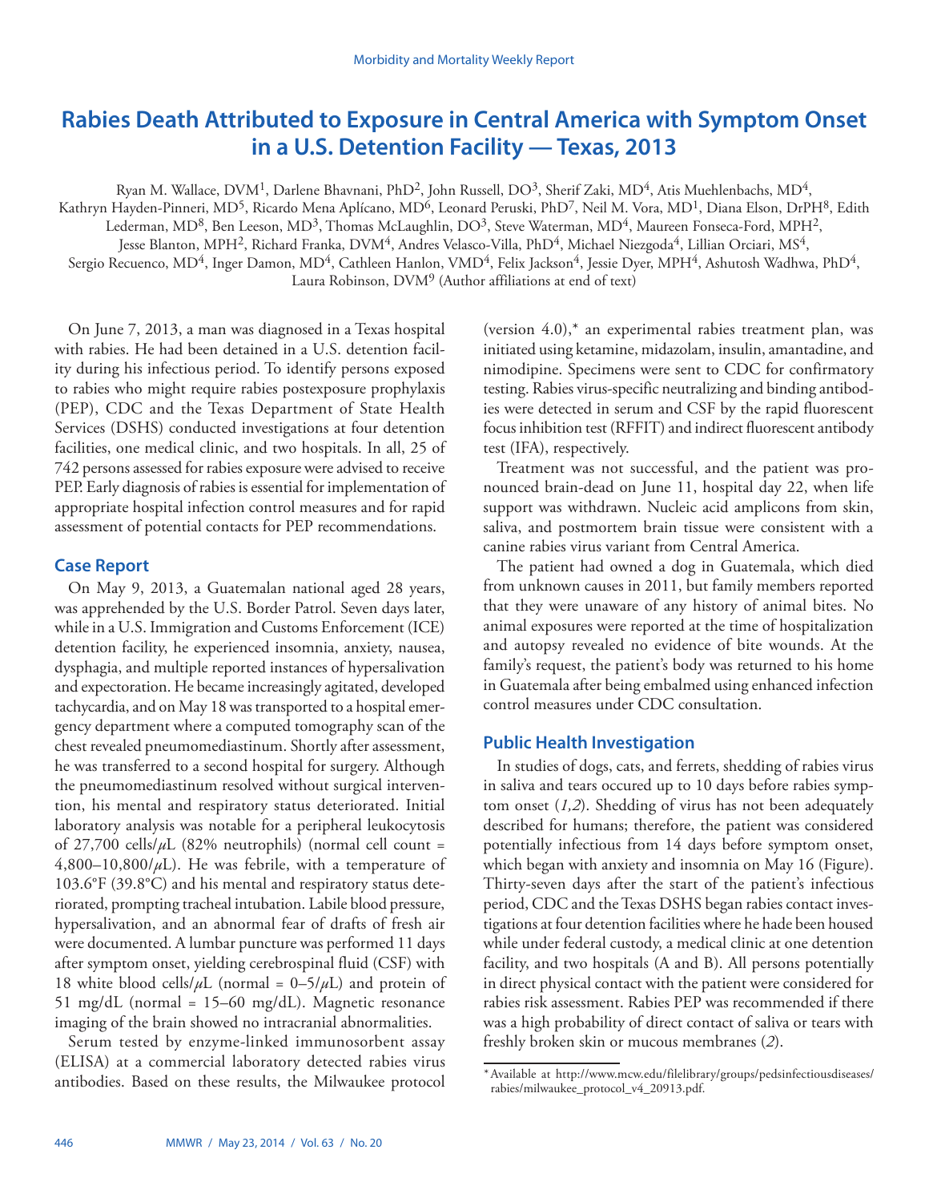# Rabies Death Attributed to Exposure in Central America with Symptom Onset in a U.S. Detention Facility — Texas, 2013

Ryan M. Wallace, DVM[1], Darlene Bhavnani, PhD[2], John Russell, DO[3], Sherif Zaki, MD[4], Atis Muehlenbachs, MD[4], Kathryn Hayden-Pinneri, MD[5], Ricardo Mena Aplícano, MD[6], Leonard Peruski, PhD[7], Neil M. Vora, MD[1], Diana Elson, DrPH[8], Edith Lederman, MD[8], Ben Leeson, MD[3], Thomas McLaughlin, DO[3], Steve Waterman, MD[4], Maureen Fonseca-Ford, MPH[2], Jesse Blanton, MPH[2], Richard Franka, DVM[4], Andres Velasco-Villa, PhD[4], Michael Niezgoda[4], Lillian Orciari, MS[4], Sergio Recuenco, MD[4], Inger Damon, MD[4], Cathleen Hanlon, VMD[4], Felix Jackson[4], Jessie Dyer, MPH[4], Ashutosh Wadhwa, PhD[4], Laura Robinson, DVM[9] (Author affiliations at end of text)

On June 7, 2013, a man was diagnosed in a Texas hospital with rabies. He had been detained in a U.S. detention facility during his infectious period. To identify persons exposed to rabies who might require rabies postexposure prophylaxis (PEP), CDC and the Texas Department of State Health Services (DSHS) conducted investigations at four detention facilities, one medical clinic, and two hospitals. In all, 25 of 742 persons assessed for rabies exposure were advised to receive PEP. Early diagnosis of rabies is essential for implementation of appropriate hospital infection control measures and for rapid assessment of potential contacts for PEP recommendations.

## Case Report

On May 9, 2013, a Guatemalan national aged 28 years, was apprehended by the U.S. Border Patrol. Seven days later, while in a U.S. Immigration and Customs Enforcement (ICE) detention facility, he experienced insomnia, anxiety, nausea, dysphagia, and multiple reported instances of hypersalivation and expectoration. He became increasingly agitated, developed tachycardia, and on May 18 was transported to a hospital emergency department where a computed tomography scan of the chest revealed pneumomediastinum. Shortly after assessment, he was transferred to a second hospital for surgery. Although the pneumomediastinum resolved without surgical intervention, his mental and respiratory status deteriorated. Initial laboratory analysis was notable for a peripheral leukocytosis of 27,700 cells/$\mu$L (82% neutrophils) (normal cell count = 4,800–10,800/$\mu$L). He was febrile, with a temperature of 103.6°F (39.8°C) and his mental and respiratory status deteriorated, prompting tracheal intubation. Labile blood pressure, hypersalivation, and an abnormal fear of drafts of fresh air were documented. A lumbar puncture was performed 11 days after symptom onset, yielding cerebrospinal fluid (CSF) with 18 white blood cells/$\mu$L (normal = 0–5/$\mu$L) and protein of 51 mg/dL (normal = 15–60 mg/dL). Magnetic resonance imaging of the brain showed no intracranial abnormalities.

Serum tested by enzyme-linked immunosorbent assay (ELISA) at a commercial laboratory detected rabies virus antibodies. Based on these results, the Milwaukee protocol (version 4.0),* an experimental rabies treatment plan, was initiated using ketamine, midazolam, insulin, amantadine, and nimodipine. Specimens were sent to CDC for confirmatory testing. Rabies virus-specific neutralizing and binding antibodies were detected in serum and CSF by the rapid fluorescent focus inhibition test (RFFIT) and indirect fluorescent antibody test (IFA), respectively.

Treatment was not successful, and the patient was pronounced brain-dead on June 11, hospital day 22, when life support was withdrawn. Nucleic acid amplicons from skin, saliva, and postmortem brain tissue were consistent with a canine rabies virus variant from Central America.

The patient had owned a dog in Guatemala, which died from unknown causes in 2011, but family members reported that they were unaware of any history of animal bites. No animal exposures were reported at the time of hospitalization and autopsy revealed no evidence of bite wounds. At the family's request, the patient's body was returned to his home in Guatemala after being embalmed using enhanced infection control measures under CDC consultation.

## Public Health Investigation

In studies of dogs, cats, and ferrets, shedding of rabies virus in saliva and tears occured up to 10 days before rabies symptom onset (*1,2*). Shedding of virus has not been adequately described for humans; therefore, the patient was considered potentially infectious from 14 days before symptom onset, which began with anxiety and insomnia on May 16 (Figure). Thirty-seven days after the start of the patient's infectious period, CDC and the Texas DSHS began rabies contact investigations at four detention facilities where he hade been housed while under federal custody, a medical clinic at one detention facility, and two hospitals (A and B). All persons potentially in direct physical contact with the patient were considered for rabies risk assessment. Rabies PEP was recommended if there was a high probability of direct contact of saliva or tears with freshly broken skin or mucous membranes (*2*).

* Available at http://www.mcw.edu/filelibrary/groups/pedsinfectiousdiseases/rabies/milwaukee_protocol_v4_20913.pdf.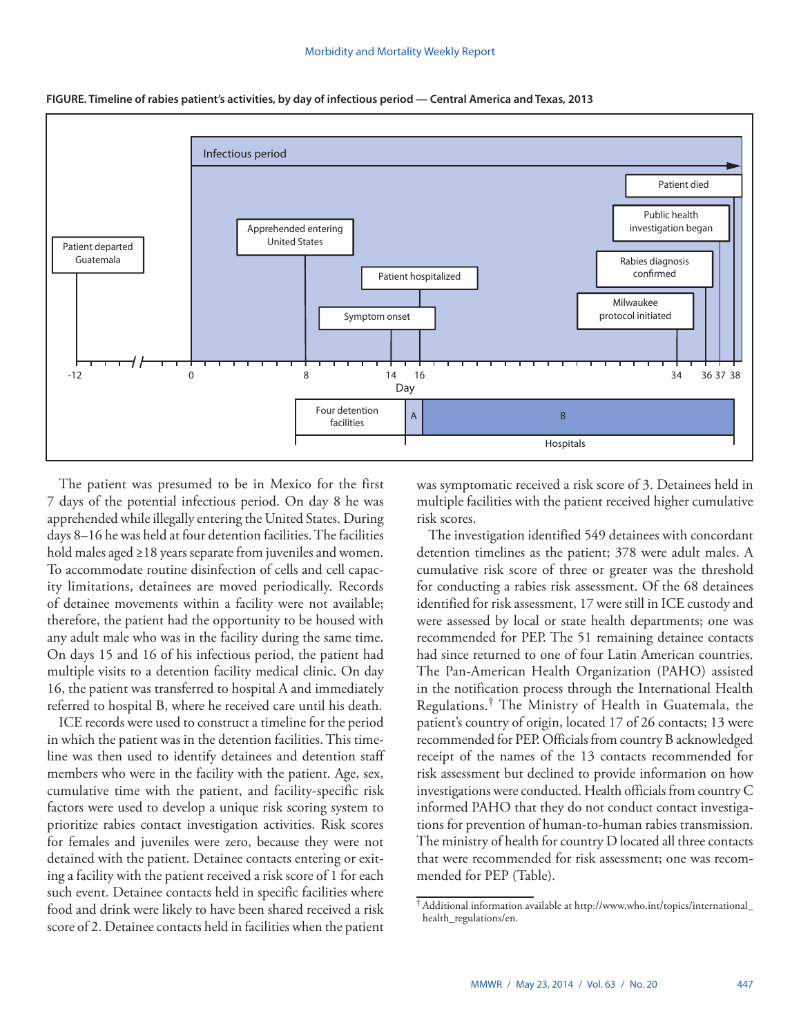**FIGURE. Timeline of rabies patient's activities, by day of infectious period — Central America and Texas, 2013**

The patient was presumed to be in Mexico for the first 7 days of the potential infectious period. On day 8 he was apprehended while illegally entering the United States. During days 8–16 he was held at four detention facilities. The facilities hold males aged ≥18 years separate from juveniles and women. To accommodate routine disinfection of cells and cell capacity limitations, detainees are moved periodically. Records of detainee movements within a facility were not available; therefore, the patient had the opportunity to be housed with any adult male who was in the facility during the same time. On days 15 and 16 of his infectious period, the patient had multiple visits to a detention facility medical clinic. On day 16, the patient was transferred to hospital A and immediately referred to hospital B, where he received care until his death.

ICE records were used to construct a timeline for the period in which the patient was in the detention facilities. This timeline was then used to identify detainees and detention staff members who were in the facility with the patient. Age, sex, cumulative time with the patient, and facility-specific risk factors were used to develop a unique risk scoring system to prioritize rabies contact investigation activities. Risk scores for females and juveniles were zero, because they were not detained with the patient. Detainee contacts entering or exiting a facility with the patient received a risk score of 1 for each such event. Detainee contacts held in specific facilities where food and drink were likely to have been shared received a risk score of 2. Detainee contacts held in facilities when the patient was symptomatic received a risk score of 3. Detainees held in multiple facilities with the patient received higher cumulative risk scores.

The investigation identified 549 detainees with concordant detention timelines as the patient; 378 were adult males. A cumulative risk score of three or greater was the threshold for conducting a rabies risk assessment. Of the 68 detainees identified for risk assessment, 17 were still in ICE custody and were assessed by local or state health departments; one was recommended for PEP. The 51 remaining detainee contacts had since returned to one of four Latin American countries. The Pan-American Health Organization (PAHO) assisted in the notification process through the International Health Regulations.[†] The Ministry of Health in Guatemala, the patient's country of origin, located 17 of 26 contacts; 13 were recommended for PEP. Officials from country B acknowledged receipt of the names of the 13 contacts recommended for risk assessment but declined to provide information on how investigations were conducted. Health officials from country C informed PAHO that they do not conduct contact investigations for prevention of human-to-human rabies transmission. The ministry of health for country D located all three contacts that were recommended for risk assessment; one was recommended for PEP (Table).

[†] Additional information available at http://www.who.int/topics/international_health_regulations/en.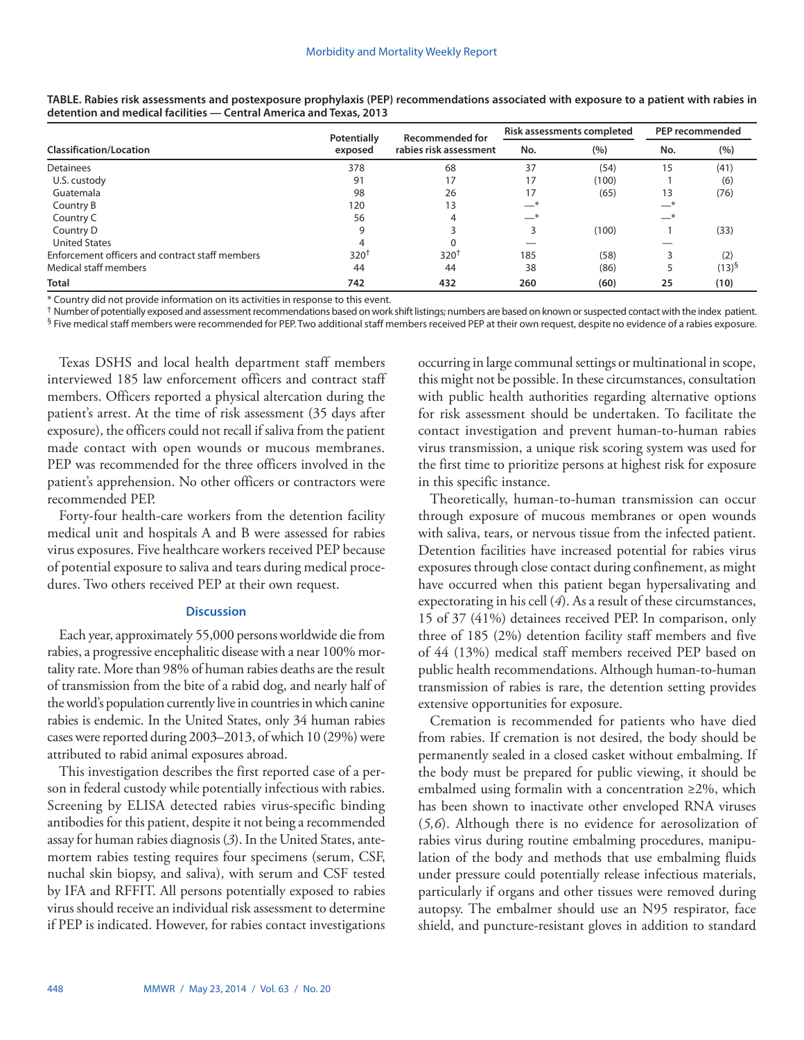**TABLE. Rabies risk assessments and postexposure prophylaxis (PEP) recommendations associated with exposure to a patient with rabies in detention and medical facilities — Central America and Texas, 2013**

| Classification/Location | Potentially exposed | Recommended for rabies risk assessment | Risk assessments completed | | PEP recommended | |
|---|---|---|---|---|---|---|
| | | | No. | (%) | No. | (%) |
| Detainees | 378 | 68 | 37 | (54) | 15 | (41) |
| U.S. custody | 91 | 17 | 17 | (100) | 1 | (6) |
| Guatemala | 98 | 26 | 17 | (65) | 13 | (76) |
| Country B | 120 | 13 | —* | | —* | |
| Country C | 56 | 4 | —* | | —* | |
| Country D | 9 | 3 | 3 | (100) | 1 | (33) |
| United States | 4 | 0 | — | | — | |
| Enforcement officers and contract staff members | 320† | 320† | 185 | (58) | 3 | (2) |
| Medical staff members | 44 | 44 | 38 | (86) | 5 | (13)§ |
| **Total** | **742** | **432** | **260** | **(60)** | **25** | **(10)** |

\* Country did not provide information on its activities in response to this event.
† Number of potentially exposed and assessment recommendations based on work shift listings; numbers are based on known or suspected contact with the index patient.
§ Five medical staff members were recommended for PEP. Two additional staff members received PEP at their own request, despite no evidence of a rabies exposure.

Texas DSHS and local health department staff members interviewed 185 law enforcement officers and contract staff members. Officers reported a physical altercation during the patient's arrest. At the time of risk assessment (35 days after exposure), the officers could not recall if saliva from the patient made contact with open wounds or mucous membranes. PEP was recommended for the three officers involved in the patient's apprehension. No other officers or contractors were recommended PEP.

Forty-four health-care workers from the detention facility medical unit and hospitals A and B were assessed for rabies virus exposures. Five healthcare workers received PEP because of potential exposure to saliva and tears during medical procedures. Two others received PEP at their own request.

### Discussion

Each year, approximately 55,000 persons worldwide die from rabies, a progressive encephalitic disease with a near 100% mortality rate. More than 98% of human rabies deaths are the result of transmission from the bite of a rabid dog, and nearly half of the world's population currently live in countries in which canine rabies is endemic. In the United States, only 34 human rabies cases were reported during 2003–2013, of which 10 (29%) were attributed to rabid animal exposures abroad.

This investigation describes the first reported case of a person in federal custody while potentially infectious with rabies. Screening by ELISA detected rabies virus-specific binding antibodies for this patient, despite it not being a recommended assay for human rabies diagnosis (*3*). In the United States, antemortem rabies testing requires four specimens (serum, CSF, nuchal skin biopsy, and saliva), with serum and CSF tested by IFA and RFFIT. All persons potentially exposed to rabies virus should receive an individual risk assessment to determine if PEP is indicated. However, for rabies contact investigations occurring in large communal settings or multinational in scope, this might not be possible. In these circumstances, consultation with public health authorities regarding alternative options for risk assessment should be undertaken. To facilitate the contact investigation and prevent human-to-human rabies virus transmission, a unique risk scoring system was used for the first time to prioritize persons at highest risk for exposure in this specific instance.

Theoretically, human-to-human transmission can occur through exposure of mucous membranes or open wounds with saliva, tears, or nervous tissue from the infected patient. Detention facilities have increased potential for rabies virus exposures through close contact during confinement, as might have occurred when this patient began hypersalivating and expectorating in his cell (*4*). As a result of these circumstances, 15 of 37 (41%) detainees received PEP. In comparison, only three of 185 (2%) detention facility staff members and five of 44 (13%) medical staff members received PEP based on public health recommendations. Although human-to-human transmission of rabies is rare, the detention setting provides extensive opportunities for exposure.

Cremation is recommended for patients who have died from rabies. If cremation is not desired, the body should be permanently sealed in a closed casket without embalming. If the body must be prepared for public viewing, it should be embalmed using formalin with a concentration ≥2%, which has been shown to inactivate other enveloped RNA viruses (*5,6*). Although there is no evidence for aerosolization of rabies virus during routine embalming procedures, manipulation of the body and methods that use embalming fluids under pressure could potentially release infectious materials, particularly if organs and other tissues were removed during autopsy. The embalmer should use an N95 respirator, face shield, and puncture-resistant gloves in addition to standard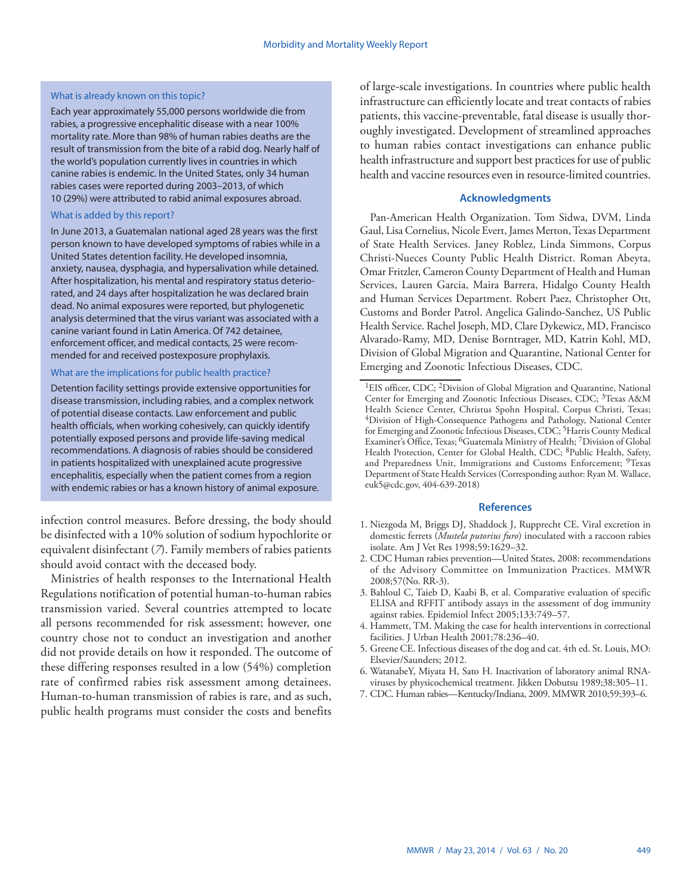### What is already known on this topic?

Each year approximately 55,000 persons worldwide die from rabies, a progressive encephalitic disease with a near 100% mortality rate. More than 98% of human rabies deaths are the result of transmission from the bite of a rabid dog. Nearly half of the world's population currently lives in countries in which canine rabies is endemic. In the United States, only 34 human rabies cases were reported during 2003–2013, of which 10 (29%) were attributed to rabid animal exposures abroad.

### What is added by this report?

In June 2013, a Guatemalan national aged 28 years was the first person known to have developed symptoms of rabies while in a United States detention facility. He developed insomnia, anxiety, nausea, dysphagia, and hypersalivation while detained. After hospitalization, his mental and respiratory status deteriorated, and 24 days after hospitalization he was declared brain dead. No animal exposures were reported, but phylogenetic analysis determined that the virus variant was associated with a canine variant found in Latin America. Of 742 detainee, enforcement officer, and medical contacts, 25 were recommended for and received postexposure prophylaxis.

### What are the implications for public health practice?

Detention facility settings provide extensive opportunities for disease transmission, including rabies, and a complex network of potential disease contacts. Law enforcement and public health officials, when working cohesively, can quickly identify potentially exposed persons and provide life-saving medical recommendations. A diagnosis of rabies should be considered in patients hospitalized with unexplained acute progressive encephalitis, especially when the patient comes from a region with endemic rabies or has a known history of animal exposure.

infection control measures. Before dressing, the body should be disinfected with a 10% solution of sodium hypochlorite or equivalent disinfectant (*7*). Family members of rabies patients should avoid contact with the deceased body.

Ministries of health responses to the International Health Regulations notification of potential human-to-human rabies transmission varied. Several countries attempted to locate all persons recommended for risk assessment; however, one country chose not to conduct an investigation and another did not provide details on how it responded. The outcome of these differing responses resulted in a low (54%) completion rate of confirmed rabies risk assessment among detainees. Human-to-human transmission of rabies is rare, and as such, public health programs must consider the costs and benefits of large-scale investigations. In countries where public health infrastructure can efficiently locate and treat contacts of rabies patients, this vaccine-preventable, fatal disease is usually thoroughly investigated. Development of streamlined approaches to human rabies contact investigations can enhance public health infrastructure and support best practices for use of public health and vaccine resources even in resource-limited countries.

## Acknowledgments

Pan-American Health Organization. Tom Sidwa, DVM, Linda Gaul, Lisa Cornelius, Nicole Evert, James Merton, Texas Department of State Health Services. Janey Roblez, Linda Simmons, Corpus Christi-Nueces County Public Health District. Roman Abeyta, Omar Fritzler, Cameron County Department of Health and Human Services, Lauren Garcia, Maira Barrera, Hidalgo County Health and Human Services Department. Robert Paez, Christopher Ott, Customs and Border Patrol. Angelica Galindo-Sanchez, US Public Health Service. Rachel Joseph, MD, Clare Dykewicz, MD, Francisco Alvarado-Ramy, MD, Denise Borntrager, MD, Katrin Kohl, MD, Division of Global Migration and Quarantine, National Center for Emerging and Zoonotic Infectious Diseases, CDC.

---

[1]EIS officer, CDC; [2]Division of Global Migration and Quarantine, National Center for Emerging and Zoonotic Infectious Diseases, CDC; [3]Texas A&M Health Science Center, Christus Spohn Hospital, Corpus Christi, Texas; [4]Division of High-Consequence Pathogens and Pathology, National Center for Emerging and Zoonotic Infectious Diseases, CDC; [5]Harris County Medical Examiner's Office, Texas; [6]Guatemala Ministry of Health; [7]Division of Global Health Protection, Center for Global Health, CDC; [8]Public Health, Safety, and Preparedness Unit, Immigrations and Customs Enforcement; [9]Texas Department of State Health Services (Corresponding author: Ryan M. Wallace, euk5@cdc.gov, 404-639-2018)

## References

1. Niezgoda M, Briggs DJ, Shaddock J, Rupprecht CE. Viral excretion in domestic ferrets (*Mustela putorius furo*) inoculated with a raccoon rabies isolate. Am J Vet Res 1998;59:1629–32.
2. CDC Human rabies prevention—United States, 2008: recommendations of the Advisory Committee on Immunization Practices. MMWR 2008;57(No. RR-3).
3. Bahloul C, Taieb D, Kaabi B, et al. Comparative evaluation of specific ELISA and RFFIT antibody assays in the assessment of dog immunity against rabies. Epidemiol Infect 2005;133:749–57.
4. Hammett, TM. Making the case for health interventions in correctional facilities. J Urban Health 2001;78:236–40.
5. Greene CE. Infectious diseases of the dog and cat. 4th ed. St. Louis, MO: Elsevier/Saunders; 2012.
6. WatanabeY, Miyata H, Sato H. Inactivation of laboratory animal RNA-viruses by physicochemical treatment. Jikken Dobutsu 1989;38:305–11.
7. CDC. Human rabies—Kentucky/Indiana, 2009. MMWR 2010;59:393–6.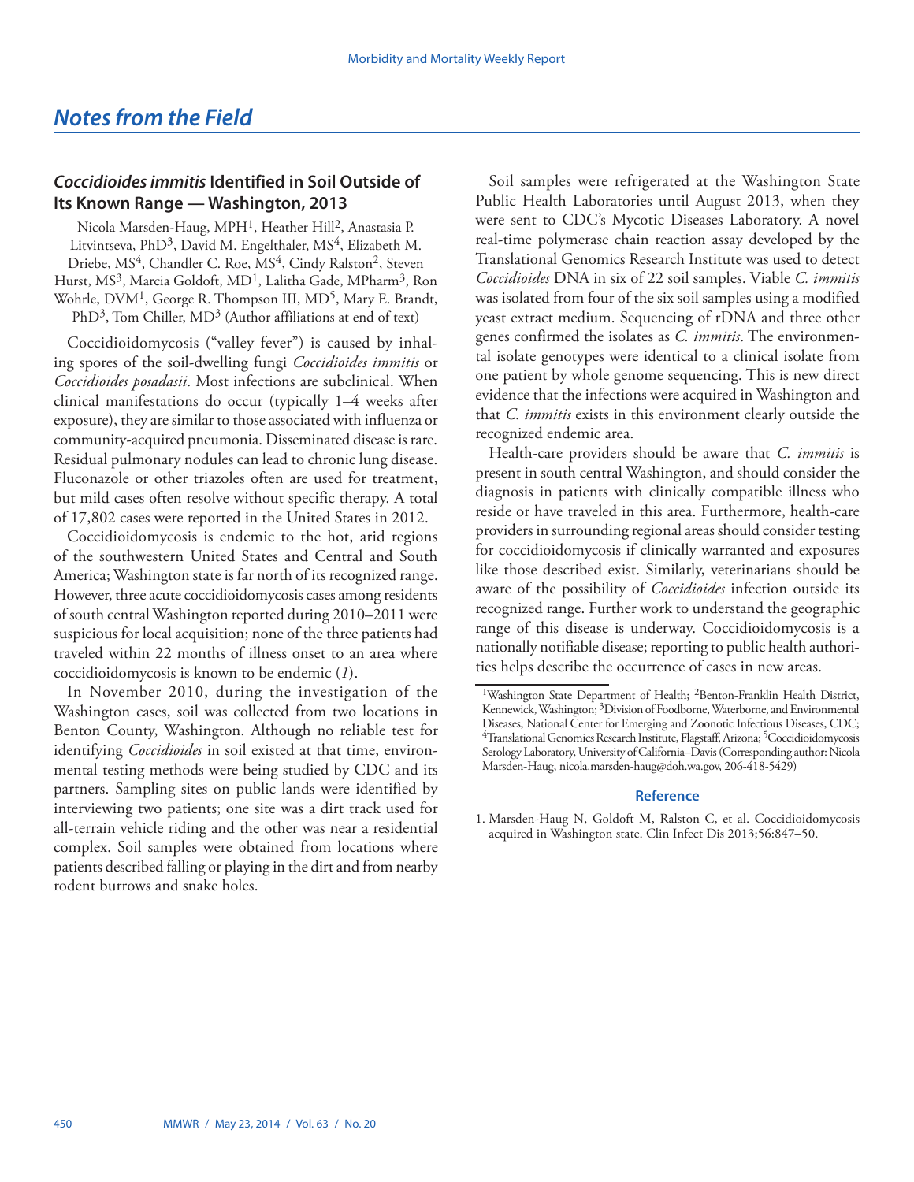## *Notes from the Field*

### *Coccidioides immitis* Identified in Soil Outside of Its Known Range — Washington, 2013

Nicola Marsden-Haug, MPH[1], Heather Hill[2], Anastasia P. Litvintseva, PhD[3], David M. Engelthaler, MS[4], Elizabeth M. Driebe, MS[4], Chandler C. Roe, MS[4], Cindy Ralston[2], Steven Hurst, MS[3], Marcia Goldoft, MD[1], Lalitha Gade, MPharm[3], Ron Wohrle, DVM[1], George R. Thompson III, MD[5], Mary E. Brandt, PhD[3], Tom Chiller, MD[3] (Author affiliations at end of text)

Coccidioidomycosis ("valley fever") is caused by inhaling spores of the soil-dwelling fungi *Coccidioides immitis* or *Coccidioides posadasii*. Most infections are subclinical. When clinical manifestations do occur (typically 1–4 weeks after exposure), they are similar to those associated with influenza or community-acquired pneumonia. Disseminated disease is rare. Residual pulmonary nodules can lead to chronic lung disease. Fluconazole or other triazoles often are used for treatment, but mild cases often resolve without specific therapy. A total of 17,802 cases were reported in the United States in 2012.

Coccidioidomycosis is endemic to the hot, arid regions of the southwestern United States and Central and South America; Washington state is far north of its recognized range. However, three acute coccidioidomycosis cases among residents of south central Washington reported during 2010–2011 were suspicious for local acquisition; none of the three patients had traveled within 22 months of illness onset to an area where coccidioidomycosis is known to be endemic (*1*).

In November 2010, during the investigation of the Washington cases, soil was collected from two locations in Benton County, Washington. Although no reliable test for identifying *Coccidioides* in soil existed at that time, environmental testing methods were being studied by CDC and its partners. Sampling sites on public lands were identified by interviewing two patients; one site was a dirt track used for all-terrain vehicle riding and the other was near a residential complex. Soil samples were obtained from locations where patients described falling or playing in the dirt and from nearby rodent burrows and snake holes.

Soil samples were refrigerated at the Washington State Public Health Laboratories until August 2013, when they were sent to CDC's Mycotic Diseases Laboratory. A novel real-time polymerase chain reaction assay developed by the Translational Genomics Research Institute was used to detect *Coccidioides* DNA in six of 22 soil samples. Viable *C. immitis* was isolated from four of the six soil samples using a modified yeast extract medium. Sequencing of rDNA and three other genes confirmed the isolates as *C. immitis*. The environmental isolate genotypes were identical to a clinical isolate from one patient by whole genome sequencing. This is new direct evidence that the infections were acquired in Washington and that *C. immitis* exists in this environment clearly outside the recognized endemic area.

Health-care providers should be aware that *C. immitis* is present in south central Washington, and should consider the diagnosis in patients with clinically compatible illness who reside or have traveled in this area. Furthermore, health-care providers in surrounding regional areas should consider testing for coccidioidomycosis if clinically warranted and exposures like those described exist. Similarly, veterinarians should be aware of the possibility of *Coccidioides* infection outside its recognized range. Further work to understand the geographic range of this disease is underway. Coccidioidomycosis is a nationally notifiable disease; reporting to public health authorities helps describe the occurrence of cases in new areas.

[1]Washington State Department of Health; [2]Benton-Franklin Health District, Kennewick, Washington; [3]Division of Foodborne, Waterborne, and Environmental Diseases, National Center for Emerging and Zoonotic Infectious Diseases, CDC; [4]Translational Genomics Research Institute, Flagstaff, Arizona; [5]Coccidioidomycosis Serology Laboratory, University of California–Davis (Corresponding author: Nicola Marsden-Haug, nicola.marsden-haug@doh.wa.gov, 206-418-5429)

#### Reference

1. Marsden-Haug N, Goldoft M, Ralston C, et al. Coccidioidomycosis acquired in Washington state. Clin Infect Dis 2013;56:847–50.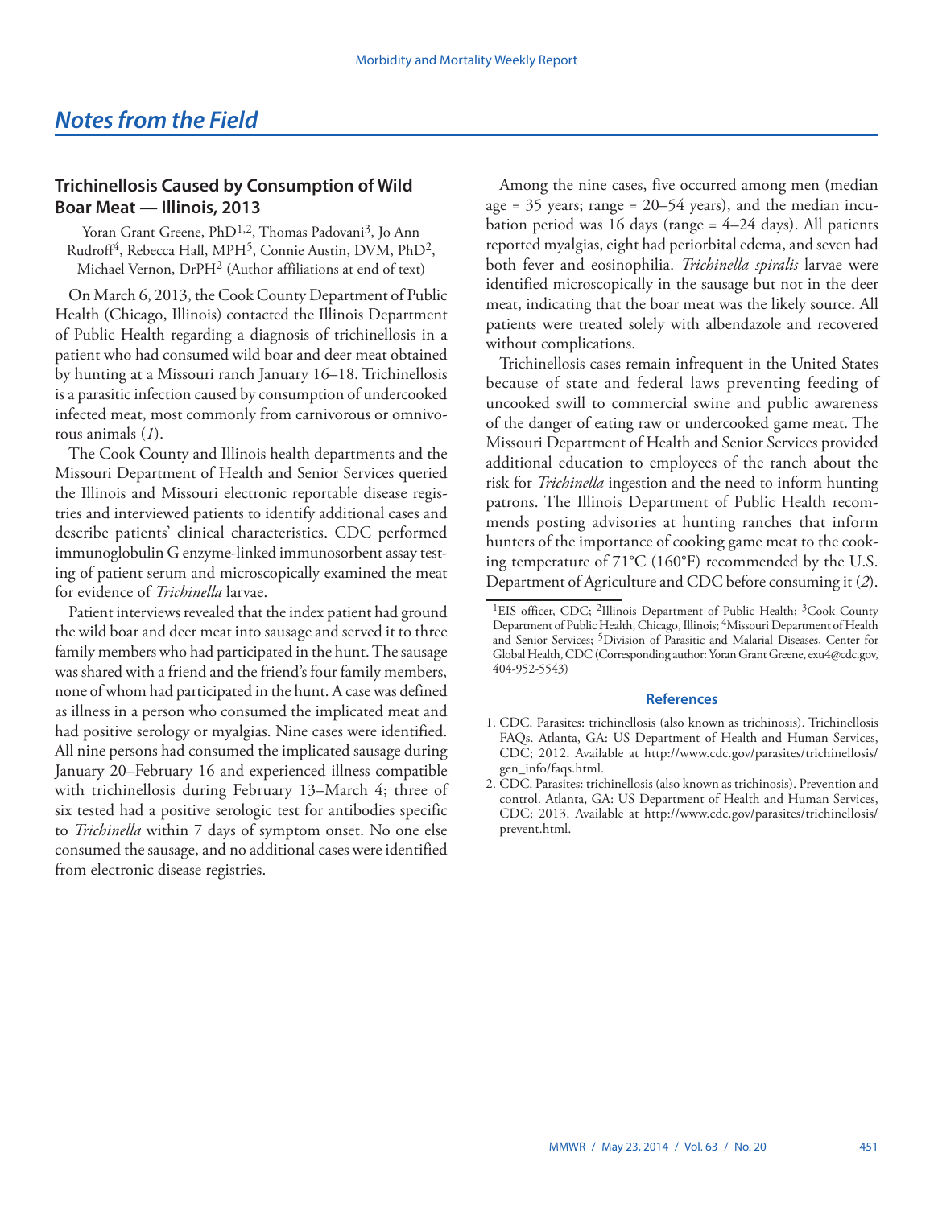## Notes from the Field

### Trichinellosis Caused by Consumption of Wild Boar Meat — Illinois, 2013

Yoran Grant Greene, PhD[1,2], Thomas Padovani[3], Jo Ann Rudroff[4], Rebecca Hall, MPH[5], Connie Austin, DVM, PhD[2], Michael Vernon, DrPH[2] (Author affiliations at end of text)

On March 6, 2013, the Cook County Department of Public Health (Chicago, Illinois) contacted the Illinois Department of Public Health regarding a diagnosis of trichinellosis in a patient who had consumed wild boar and deer meat obtained by hunting at a Missouri ranch January 16–18. Trichinellosis is a parasitic infection caused by consumption of undercooked infected meat, most commonly from carnivorous or omnivorous animals (*1*).

The Cook County and Illinois health departments and the Missouri Department of Health and Senior Services queried the Illinois and Missouri electronic reportable disease registries and interviewed patients to identify additional cases and describe patients' clinical characteristics. CDC performed immunoglobulin G enzyme-linked immunosorbent assay testing of patient serum and microscopically examined the meat for evidence of *Trichinella* larvae.

Patient interviews revealed that the index patient had ground the wild boar and deer meat into sausage and served it to three family members who had participated in the hunt. The sausage was shared with a friend and the friend's four family members, none of whom had participated in the hunt. A case was defined as illness in a person who consumed the implicated meat and had positive serology or myalgias. Nine cases were identified. All nine persons had consumed the implicated sausage during January 20–February 16 and experienced illness compatible with trichinellosis during February 13–March 4; three of six tested had a positive serologic test for antibodies specific to *Trichinella* within 7 days of symptom onset. No one else consumed the sausage, and no additional cases were identified from electronic disease registries.

Among the nine cases, five occurred among men (median age = 35 years; range = 20–54 years), and the median incubation period was 16 days (range = 4–24 days). All patients reported myalgias, eight had periorbital edema, and seven had both fever and eosinophilia. *Trichinella spiralis* larvae were identified microscopically in the sausage but not in the deer meat, indicating that the boar meat was the likely source. All patients were treated solely with albendazole and recovered without complications.

Trichinellosis cases remain infrequent in the United States because of state and federal laws preventing feeding of uncooked swill to commercial swine and public awareness of the danger of eating raw or undercooked game meat. The Missouri Department of Health and Senior Services provided additional education to employees of the ranch about the risk for *Trichinella* ingestion and the need to inform hunting patrons. The Illinois Department of Public Health recommends posting advisories at hunting ranches that inform hunters of the importance of cooking game meat to the cooking temperature of 71°C (160°F) recommended by the U.S. Department of Agriculture and CDC before consuming it (*2*).

---

[1]EIS officer, CDC; [2]Illinois Department of Public Health; [3]Cook County Department of Public Health, Chicago, Illinois; [4]Missouri Department of Health and Senior Services; [5]Division of Parasitic and Malarial Diseases, Center for Global Health, CDC (Corresponding author: Yoran Grant Greene, exu4@cdc.gov, 404-952-5543)

#### References

1. CDC. Parasites: trichinellosis (also known as trichinosis). Trichinellosis FAQs. Atlanta, GA: US Department of Health and Human Services, CDC; 2012. Available at http://www.cdc.gov/parasites/trichinellosis/gen_info/faqs.html.
2. CDC. Parasites: trichinellosis (also known as trichinosis). Prevention and control. Atlanta, GA: US Department of Health and Human Services, CDC; 2013. Available at http://www.cdc.gov/parasites/trichinellosis/prevent.html.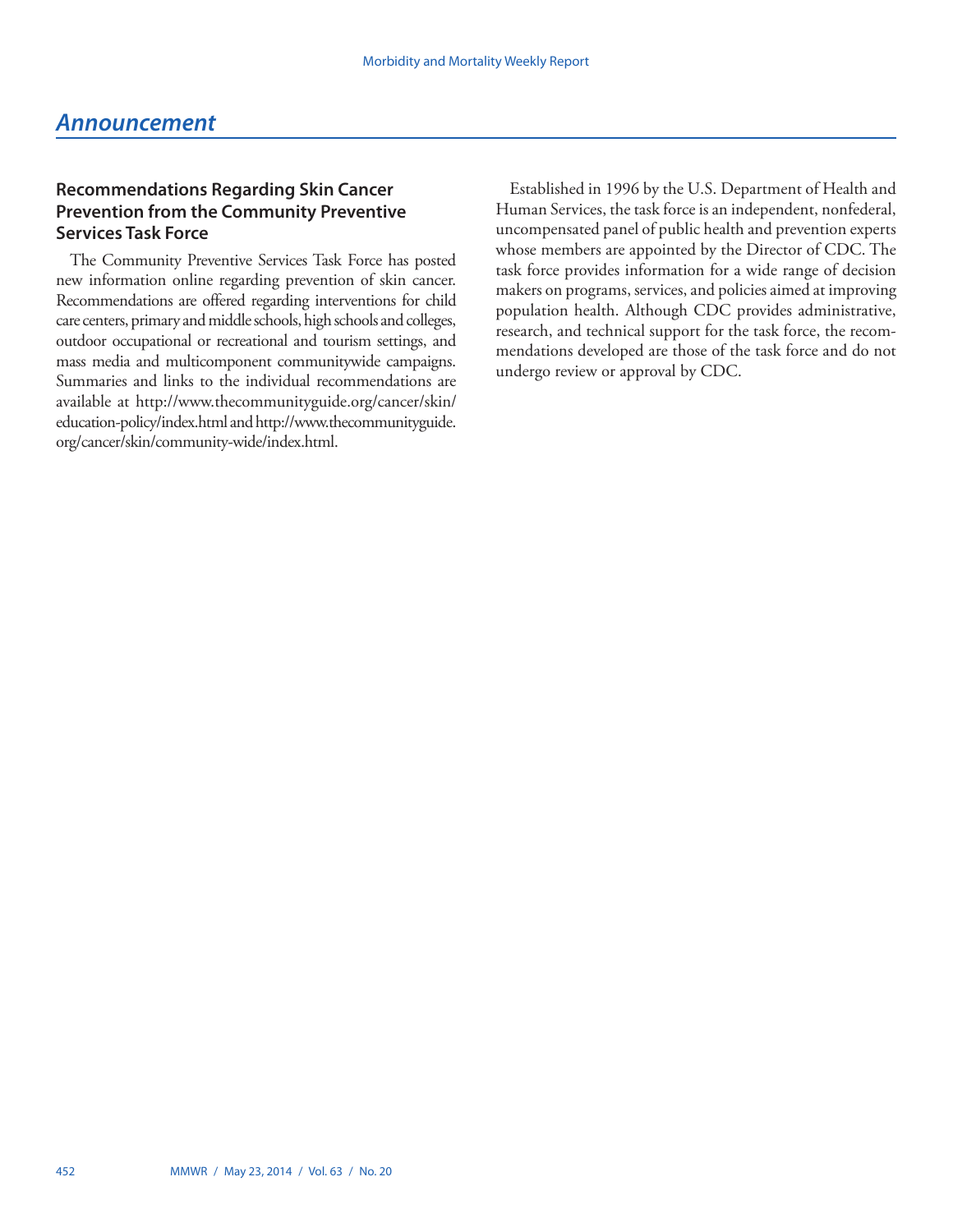# Announcement

## Recommendations Regarding Skin Cancer Prevention from the Community Preventive Services Task Force

The Community Preventive Services Task Force has posted new information online regarding prevention of skin cancer. Recommendations are offered regarding interventions for child care centers, primary and middle schools, high schools and colleges, outdoor occupational or recreational and tourism settings, and mass media and multicomponent communitywide campaigns. Summaries and links to the individual recommendations are available at http://www.thecommunityguide.org/cancer/skin/education-policy/index.html and http://www.thecommunityguide.org/cancer/skin/community-wide/index.html.

Established in 1996 by the U.S. Department of Health and Human Services, the task force is an independent, nonfederal, uncompensated panel of public health and prevention experts whose members are appointed by the Director of CDC. The task force provides information for a wide range of decision makers on programs, services, and policies aimed at improving population health. Although CDC provides administrative, research, and technical support for the task force, the recommendations developed are those of the task force and do not undergo review or approval by CDC.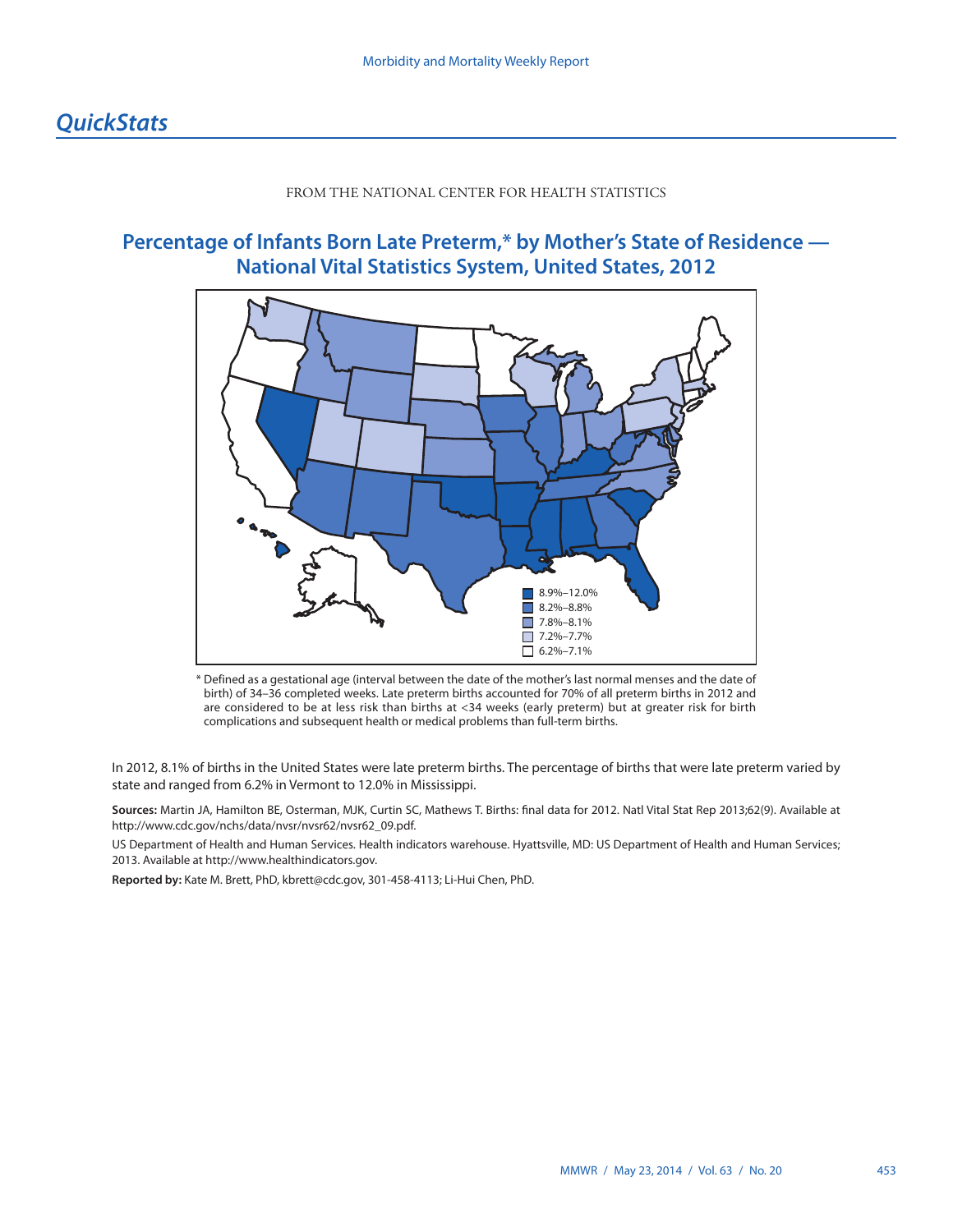## *QuickStats*

FROM THE NATIONAL CENTER FOR HEALTH STATISTICS

### Percentage of Infants Born Late Preterm,* by Mother's State of Residence — National Vital Statistics System, United States, 2012

8.9%–12.0%
8.2%–8.8%
7.8%–8.1%
7.2%–7.7%
6.2%–7.1%

* Defined as a gestational age (interval between the date of the mother's last normal menses and the date of birth) of 34–36 completed weeks. Late preterm births accounted for 70% of all preterm births in 2012 and are considered to be at less risk than births at <34 weeks (early preterm) but at greater risk for birth complications and subsequent health or medical problems than full-term births.

In 2012, 8.1% of births in the United States were late preterm births. The percentage of births that were late preterm varied by state and ranged from 6.2% in Vermont to 12.0% in Mississippi.

**Sources:** Martin JA, Hamilton BE, Osterman, MJK, Curtin SC, Mathews T. Births: final data for 2012. Natl Vital Stat Rep 2013;62(9). Available at http://www.cdc.gov/nchs/data/nvsr/nvsr62/nvsr62_09.pdf.

US Department of Health and Human Services. Health indicators warehouse. Hyattsville, MD: US Department of Health and Human Services; 2013. Available at http://www.healthindicators.gov.

**Reported by:** Kate M. Brett, PhD, kbrett@cdc.gov, 301-458-4113; Li-Hui Chen, PhD.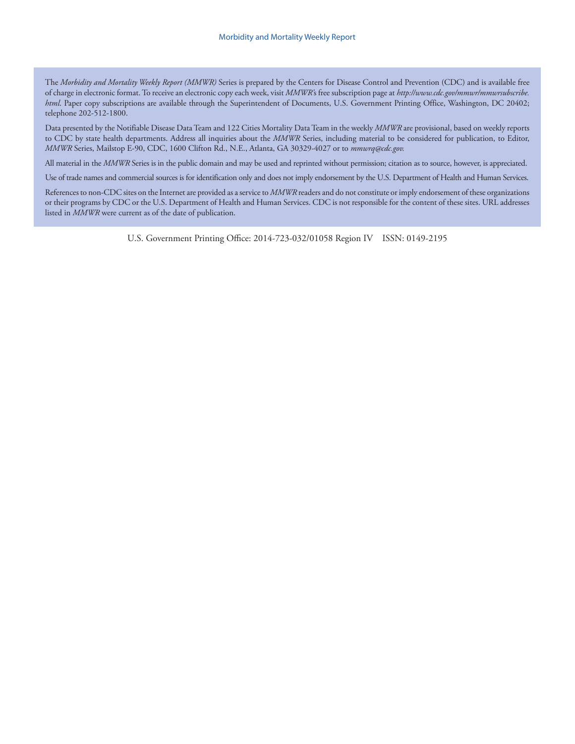The *Morbidity and Mortality Weekly Report (MMWR)* Series is prepared by the Centers for Disease Control and Prevention (CDC) and is available free of charge in electronic format. To receive an electronic copy each week, visit *MMWR*'s free subscription page at ***http://www.cdc.gov/mmwr/mmwrsubscribe.html***. Paper copy subscriptions are available through the Superintendent of Documents, U.S. Government Printing Office, Washington, DC 20402; telephone 202-512-1800.

Data presented by the Notifiable Disease Data Team and 122 Cities Mortality Data Team in the weekly *MMWR* are provisional, based on weekly reports to CDC by state health departments. Address all inquiries about the *MMWR* Series, including material to be considered for publication, to Editor, *MMWR* Series, Mailstop E-90, CDC, 1600 Clifton Rd., N.E., Atlanta, GA 30329-4027 or to *mmwrq@cdc.gov.*

All material in the *MMWR* Series is in the public domain and may be used and reprinted without permission; citation as to source, however, is appreciated.

Use of trade names and commercial sources is for identification only and does not imply endorsement by the U.S. Department of Health and Human Services.

References to non-CDC sites on the Internet are provided as a service to *MMWR* readers and do not constitute or imply endorsement of these organizations or their programs by CDC or the U.S. Department of Health and Human Services. CDC is not responsible for the content of these sites. URL addresses listed in *MMWR* were current as of the date of publication.

U.S. Government Printing Office: 2014-723-032/01058 Region IV ISSN: 0149-2195